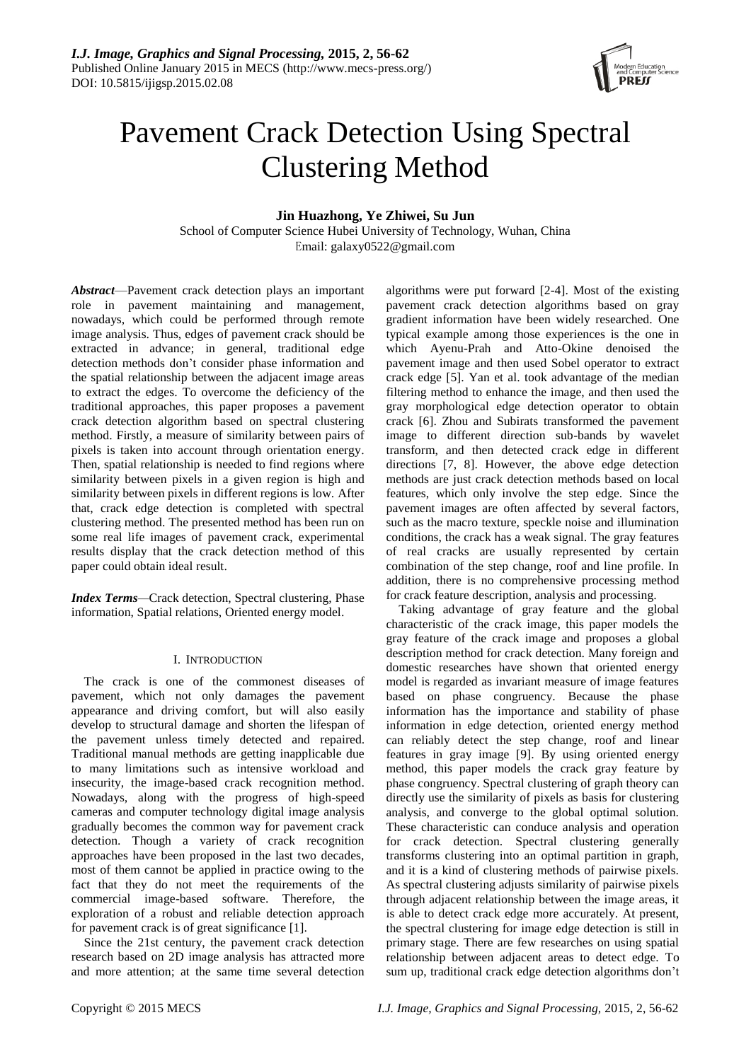# Pavement Crack Detection Using Spectral Clustering Method

**Jin Huazhong, Ye Zhiwei, Su Jun**

School of Computer Science Hubei University of Technology, Wuhan, China

Email: galaxy0522@gmail.com

***Abstract***—Pavement crack detection plays an important role in pavement maintaining and management, nowadays, which could be performed through remote image analysis. Thus, edges of pavement crack should be extracted in advance; in general, traditional edge detection methods don't consider phase information and the spatial relationship between the adjacent image areas to extract the edges. To overcome the deficiency of the traditional approaches, this paper proposes a pavement crack detection algorithm based on spectral clustering method. Firstly, a measure of similarity between pairs of pixels is taken into account through orientation energy. Then, spatial relationship is needed to find regions where similarity between pixels in a given region is high and similarity between pixels in different regions is low. After that, crack edge detection is completed with spectral clustering method. The presented method has been run on some real life images of pavement crack, experimental results display that the crack detection method of this paper could obtain ideal result.

***Index Terms***—Crack detection, Spectral clustering, Phase information, Spatial relations, Oriented energy model.

## I. INTRODUCTION

The crack is one of the commonest diseases of pavement, which not only damages the pavement appearance and driving comfort, but will also easily develop to structural damage and shorten the lifespan of the pavement unless timely detected and repaired. Traditional manual methods are getting inapplicable due to many limitations such as intensive workload and insecurity, the image-based crack recognition method. Nowadays, along with the progress of high-speed cameras and computer technology digital image analysis gradually becomes the common way for pavement crack detection. Though a variety of crack recognition approaches have been proposed in the last two decades, most of them cannot be applied in practice owing to the fact that they do not meet the requirements of the commercial image-based software. Therefore, the exploration of a robust and reliable detection approach for pavement crack is of great significance [1].

Since the 21st century, the pavement crack detection research based on 2D image analysis has attracted more and more attention; at the same time several detection algorithms were put forward [2-4]. Most of the existing pavement crack detection algorithms based on gray gradient information have been widely researched. One typical example among those experiences is the one in which Ayenu-Prah and Atto-Okine denoised the pavement image and then used Sobel operator to extract crack edge [5]. Yan et al. took advantage of the median filtering method to enhance the image, and then used the gray morphological edge detection operator to obtain crack [6]. Zhou and Subirats transformed the pavement image to different direction sub-bands by wavelet transform, and then detected crack edge in different directions [7, 8]. However, the above edge detection methods are just crack detection methods based on local features, which only involve the step edge. Since the pavement images are often affected by several factors, such as the macro texture, speckle noise and illumination conditions, the crack has a weak signal. The gray features of real cracks are usually represented by certain combination of the step change, roof and line profile. In addition, there is no comprehensive processing method for crack feature description, analysis and processing.

Taking advantage of gray feature and the global characteristic of the crack image, this paper models the gray feature of the crack image and proposes a global description method for crack detection. Many foreign and domestic researches have shown that oriented energy model is regarded as invariant measure of image features based on phase congruency. Because the phase information has the importance and stability of phase information in edge detection, oriented energy method can reliably detect the step change, roof and linear features in gray image [9]. By using oriented energy method, this paper models the crack gray feature by phase congruency. Spectral clustering of graph theory can directly use the similarity of pixels as basis for clustering analysis, and converge to the global optimal solution. These characteristic can conduce analysis and operation for crack detection. Spectral clustering generally transforms clustering into an optimal partition in graph, and it is a kind of clustering methods of pairwise pixels. As spectral clustering adjusts similarity of pairwise pixels through adjacent relationship between the image areas, it is able to detect crack edge more accurately. At present, the spectral clustering for image edge detection is still in primary stage. There are few researches on using spatial relationship between adjacent areas to detect edge. To sum up, traditional crack edge detection algorithms don't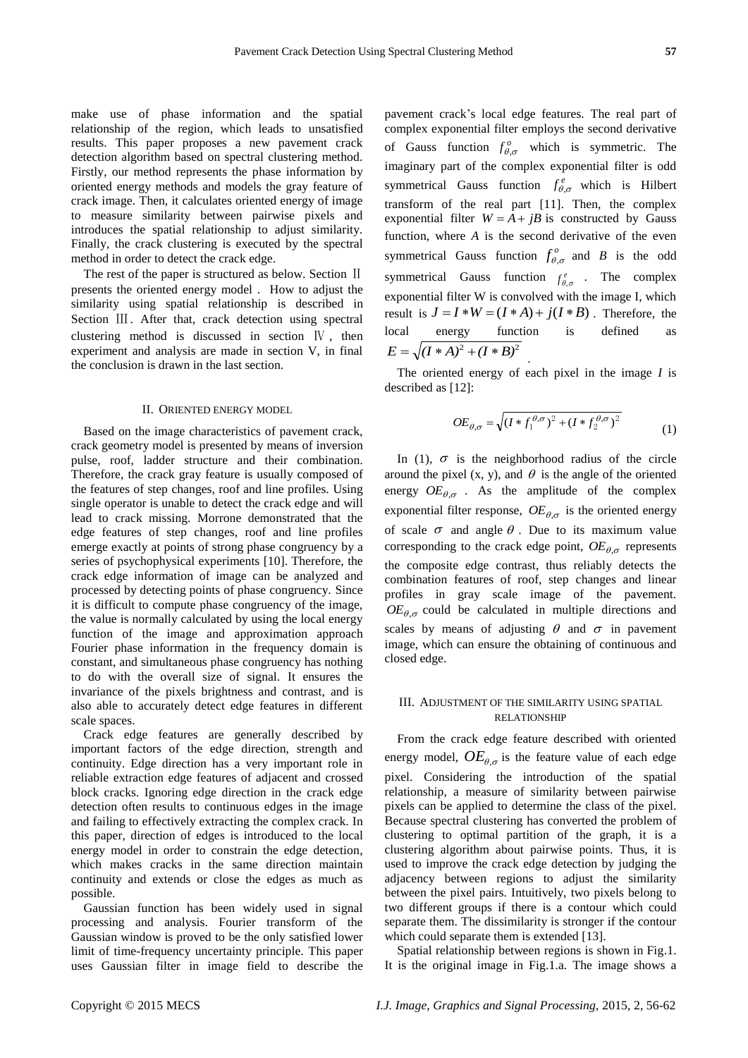make use of phase information and the spatial relationship of the region, which leads to unsatisfied results. This paper proposes a new pavement crack detection algorithm based on spectral clustering method. Firstly, our method represents the phase information by oriented energy methods and models the gray feature of crack image. Then, it calculates oriented energy of image to measure similarity between pairwise pixels and introduces the spatial relationship to adjust similarity. Finally, the crack clustering is executed by the spectral method in order to detect the crack edge.

The rest of the paper is structured as below. Section Ⅱ presents the oriented energy model . How to adjust the similarity using spatial relationship is described in Section Ⅲ. After that, crack detection using spectral clustering method is discussed in section Ⅳ, then experiment and analysis are made in section V, in final the conclusion is drawn in the last section.

## II. Oriented Energy Model

Based on the image characteristics of pavement crack, crack geometry model is presented by means of inversion pulse, roof, ladder structure and their combination. Therefore, the crack gray feature is usually composed of the features of step changes, roof and line profiles. Using single operator is unable to detect the crack edge and will lead to crack missing. Morrone demonstrated that the edge features of step changes, roof and line profiles emerge exactly at points of strong phase congruency by a series of psychophysical experiments [10]. Therefore, the crack edge information of image can be analyzed and processed by detecting points of phase congruency. Since it is difficult to compute phase congruency of the image, the value is normally calculated by using the local energy function of the image and approximation approach Fourier phase information in the frequency domain is constant, and simultaneous phase congruency has nothing to do with the overall size of signal. It ensures the invariance of the pixels brightness and contrast, and is also able to accurately detect edge features in different scale spaces.

Crack edge features are generally described by important factors of the edge direction, strength and continuity. Edge direction has a very important role in reliable extraction edge features of adjacent and crossed block cracks. Ignoring edge direction in the crack edge detection often results to continuous edges in the image and failing to effectively extracting the complex crack. In this paper, direction of edges is introduced to the local energy model in order to constrain the edge detection, which makes cracks in the same direction maintain continuity and extends or close the edges as much as possible.

Gaussian function has been widely used in signal processing and analysis. Fourier transform of the Gaussian window is proved to be the only satisfied lower limit of time-frequency uncertainty principle. This paper uses Gaussian filter in image field to describe the pavement crack's local edge features. The real part of complex exponential filter employs the second derivative of Gauss function $f^{o}_{\theta,\sigma}$ which is symmetric. The imaginary part of the complex exponential filter is odd symmetrical Gauss function $f^{e}_{\theta,\sigma}$ which is Hilbert transform of the real part [11]. Then, the complex exponential filter $W = A + jB$ is constructed by Gauss function, where $A$ is the second derivative of the even symmetrical Gauss function $f^{o}_{\theta,\sigma}$ and $B$ is the odd symmetrical Gauss function $f^{e}_{\theta,\sigma}$ . The complex exponential filter W is convolved with the image I, which result is $J = I * W = (I * A) + j(I * B)$ . Therefore, the local energy function is defined as $E = \sqrt{(I * A)^2 + (I * B)^2}$ .

The oriented energy of each pixel in the image $I$ is described as [12]:

$$OE_{\theta,\sigma} = \sqrt{(I * f_1^{\theta,\sigma})^2 + (I * f_2^{\theta,\sigma})^2} \tag{1}$$

In (1), $\sigma$ is the neighborhood radius of the circle around the pixel (x, y), and $\theta$ is the angle of the oriented energy $OE_{\theta,\sigma}$ . As the amplitude of the complex exponential filter response, $OE_{\theta,\sigma}$ is the oriented energy of scale $\sigma$ and angle $\theta$ . Due to its maximum value corresponding to the crack edge point, $OE_{\theta,\sigma}$ represents the composite edge contrast, thus reliably detects the combination features of roof, step changes and linear profiles in gray scale image of the pavement. $OE_{\theta,\sigma}$ could be calculated in multiple directions and scales by means of adjusting $\theta$ and $\sigma$ in pavement image, which can ensure the obtaining of continuous and closed edge.

## III. Adjustment of the Similarity Using Spatial Relationship

From the crack edge feature described with oriented energy model, $OE_{\theta,\sigma}$ is the feature value of each edge pixel. Considering the introduction of the spatial relationship, a measure of similarity between pairwise pixels can be applied to determine the class of the pixel. Because spectral clustering has converted the problem of clustering to optimal partition of the graph, it is a clustering algorithm about pairwise points. Thus, it is used to improve the crack edge detection by judging the adjacency between regions to adjust the similarity between the pixel pairs. Intuitively, two pixels belong to two different groups if there is a contour which could separate them. The dissimilarity is stronger if the contour which could separate them is extended [13].

Spatial relationship between regions is shown in Fig.1. It is the original image in Fig.1.a. The image shows a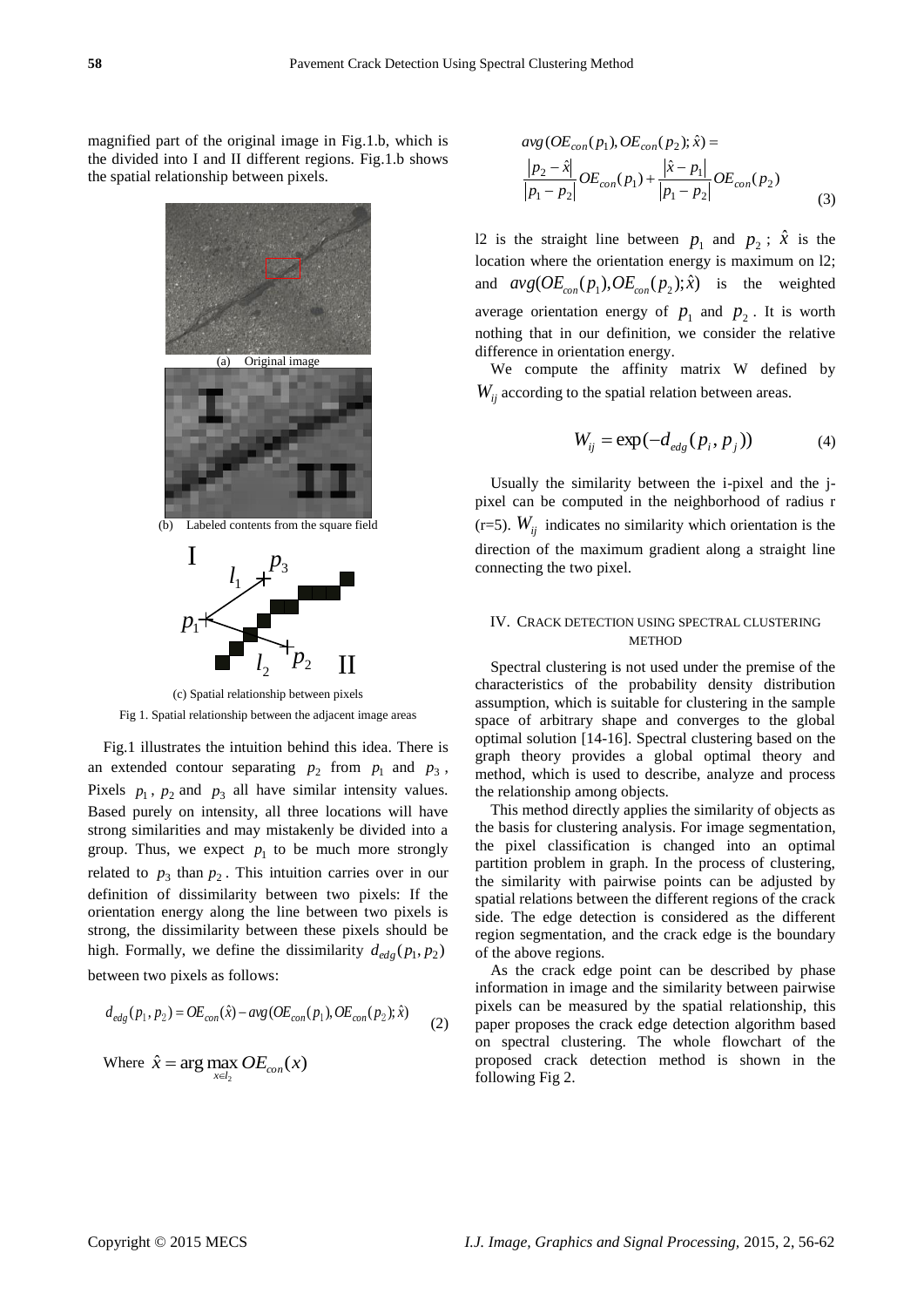magnified part of the original image in Fig.1.b, which is the divided into I and II different regions. Fig.1.b shows the spatial relationship between pixels.

(a) Original image

(b) Labeled contents from the square field

(c) Spatial relationship between pixels

Fig 1. Spatial relationship between the adjacent image areas

Fig.1 illustrates the intuition behind this idea. There is an extended contour separating $p_2$ from $p_1$ and $p_3$. Pixels $p_1$, $p_2$ and $p_3$ all have similar intensity values. Based purely on intensity, all three locations will have strong similarities and may mistakenly be divided into a group. Thus, we expect $p_1$ to be much more strongly related to $p_3$ than $p_2$. This intuition carries over in our definition of dissimilarity between two pixels: If the orientation energy along the line between two pixels is strong, the dissimilarity between these pixels should be high. Formally, we define the dissimilarity $d_{edg}(p_1, p_2)$ between two pixels as follows:

$$d_{edg}(p_1, p_2) = OE_{con}(\hat{x}) - avg(OE_{con}(p_1), OE_{con}(p_2); \hat{x}) \tag{2}$$

Where $\hat{x} = \arg\max_{x \in l_2} OE_{con}(x)$

$$avg(OE_{con}(p_1), OE_{con}(p_2); \hat{x}) = \frac{|p_2 - \hat{x}|}{|p_1 - p_2|} OE_{con}(p_1) + \frac{|\hat{x} - p_1|}{|p_1 - p_2|} OE_{con}(p_2) \tag{3}$$

l2 is the straight line between $p_1$ and $p_2$; $\hat{x}$ is the location where the orientation energy is maximum on l2; and $avg(OE_{con}(p_1), OE_{con}(p_2); \hat{x})$ is the weighted average orientation energy of $p_1$ and $p_2$. It is worth nothing that in our definition, we consider the relative difference in orientation energy.

We compute the affinity matrix W defined by $W_{ij}$ according to the spatial relation between areas.

$$W_{ij} = \exp(-d_{edg}(p_i, p_j)) \tag{4}$$

Usually the similarity between the i-pixel and the j-pixel can be computed in the neighborhood of radius r (r=5). $W_{ij}$ indicates no similarity which orientation is the direction of the maximum gradient along a straight line connecting the two pixel.

## IV. Crack Detection Using Spectral Clustering Method

Spectral clustering is not used under the premise of the characteristics of the probability density distribution assumption, which is suitable for clustering in the sample space of arbitrary shape and converges to the global optimal solution [14-16]. Spectral clustering based on the graph theory provides a global optimal theory and method, which is used to describe, analyze and process the relationship among objects.

This method directly applies the similarity of objects as the basis for clustering analysis. For image segmentation, the pixel classification is changed into an optimal partition problem in graph. In the process of clustering, the similarity with pairwise points can be adjusted by spatial relations between the different regions of the crack side. The edge detection is considered as the different region segmentation, and the crack edge is the boundary of the above regions.

As the crack edge point can be described by phase information in image and the similarity between pairwise pixels can be measured by the spatial relationship, this paper proposes the crack edge detection algorithm based on spectral clustering. The whole flowchart of the proposed crack detection method is shown in the following Fig 2.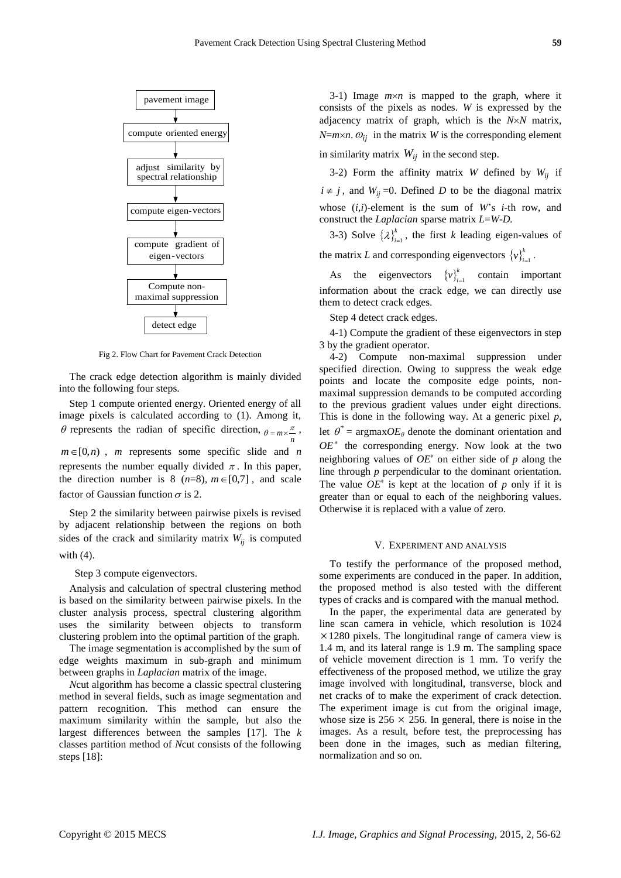pavement image

compute oriented energy

adjust similarity by spectral relationship

compute eigen-vectors

compute gradient of eigen-vectors

Compute non-maximal suppression

detect edge

Fig 2. Flow Chart for Pavement Crack Detection

The crack edge detection algorithm is mainly divided into the following four steps.

Step 1 compute oriented energy. Oriented energy of all image pixels is calculated according to (1). Among it, $\theta$ represents the radian of specific direction, $\theta = m \times \frac{\pi}{n}$, $m \in [0, n)$, $m$ represents some specific slide and $n$ represents the number equally divided $\pi$. In this paper, the direction number is 8 ($n$=8), $m \in [0,7]$, and scale factor of Gaussian function $\sigma$ is 2.

Step 2 the similarity between pairwise pixels is revised by adjacent relationship between the regions on both sides of the crack and similarity matrix $W_{ij}$ is computed with (4).

Step 3 compute eigenvectors.

Analysis and calculation of spectral clustering method is based on the similarity between pairwise pixels. In the cluster analysis process, spectral clustering algorithm uses the similarity between objects to transform clustering problem into the optimal partition of the graph.

The image segmentation is accomplished by the sum of edge weights maximum in sub-graph and minimum between graphs in *Laplacian* matrix of the image.

*N*cut algorithm has become a classic spectral clustering method in several fields, such as image segmentation and pattern recognition. This method can ensure the maximum similarity within the sample, but also the largest differences between the samples [17]. The $k$ classes partition method of *N*cut consists of the following steps [18]:

3-1) Image $m \times n$ is mapped to the graph, where it consists of the pixels as nodes. $W$ is expressed by the adjacency matrix of graph, which is the $N \times N$ matrix, $N=m \times n$. $\omega_{ij}$ in the matrix $W$ is the corresponding element in similarity matrix $W_{ij}$ in the second step.

3-2) Form the affinity matrix $W$ defined by $W_{ij}$ if $i \neq j$, and $W_{ij}$=0. Defined $D$ to be the diagonal matrix whose $(i,i)$-element is the sum of $W$'s $i$-th row, and construct the *Laplacian* sparse matrix $L=W-D$.

3-3) Solve $\{\lambda\}_{i=1}^{k}$, the first $k$ leading eigen-values of the matrix $L$ and corresponding eigenvectors $\{v\}_{i=1}^{k}$.

As the eigenvectors $\{v\}_{i=1}^{k}$ contain important information about the crack edge, we can directly use them to detect crack edges.

Step 4 detect crack edges.

4-1) Compute the gradient of these eigenvectors in step 3 by the gradient operator.

4-2) Compute non-maximal suppression under specified direction. Owing to suppress the weak edge points and locate the composite edge points, non-maximal suppression demands to be computed according to the previous gradient values under eight directions. This is done in the following way. At a generic pixel $p$, let $\theta^*$ = argmax$OE_\theta$ denote the dominant orientation and $OE^*$ the corresponding energy. Now look at the two neighboring values of $OE^*$ on either side of $p$ along the line through $p$ perpendicular to the dominant orientation. The value $OE^*$ is kept at the location of $p$ only if it is greater than or equal to each of the neighboring values. Otherwise it is replaced with a value of zero.

## V. Experiment and analysis

To testify the performance of the proposed method, some experiments are conduced in the paper. In addition, the proposed method is also tested with the different types of cracks and is compared with the manual method.

In the paper, the experimental data are generated by line scan camera in vehicle, which resolution is 1024 $\times$1280 pixels. The longitudinal range of camera view is 1.4 m, and its lateral range is 1.9 m. The sampling space of vehicle movement direction is 1 mm. To verify the effectiveness of the proposed method, we utilize the gray image involved with longitudinal, transverse, block and net cracks of to make the experiment of crack detection. The experiment image is cut from the original image, whose size is 256 $\times$ 256. In general, there is noise in the images. As a result, before test, the preprocessing has been done in the images, such as median filtering, normalization and so on.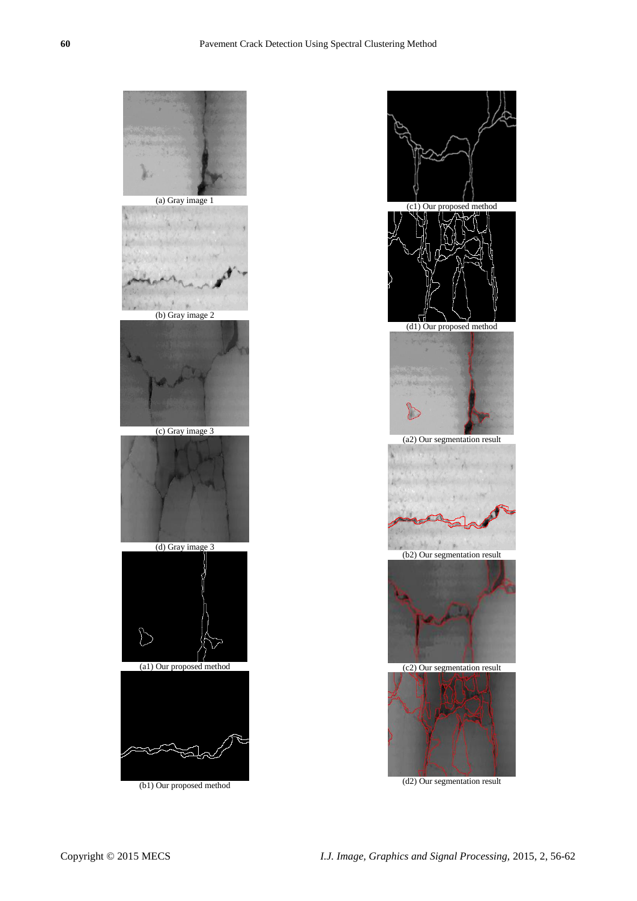(a) Gray image 1

(b) Gray image 2

(c) Gray image 3

(d) Gray image 3

(a1) Our proposed method

(b1) Our proposed method

(c1) Our proposed method

(d1) Our proposed method

(a2) Our segmentation result

(b2) Our segmentation result

(c2) Our segmentation result

(d2) Our segmentation result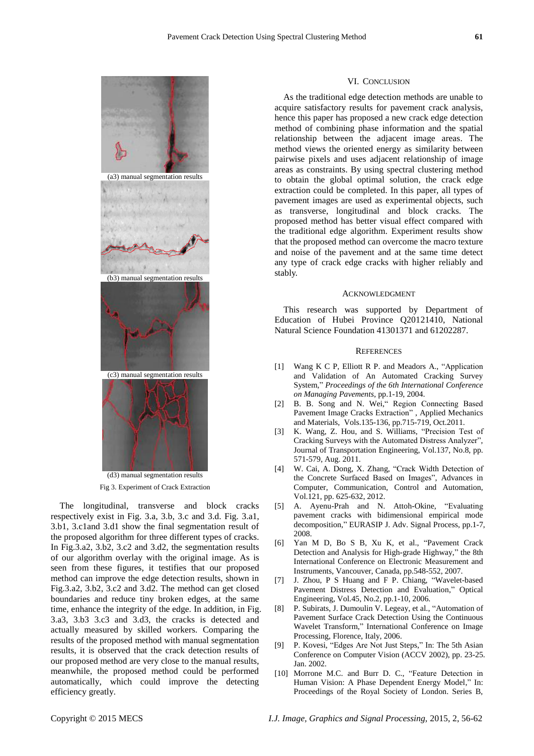(a3) manual segmentation results

(b3) manual segmentation results

(c3) manual segmentation results

(d3) manual segmentation results

Fig 3. Experiment of Crack Extraction

The longitudinal, transverse and block cracks respectively exist in Fig. 3.a, 3.b, 3.c and 3.d. Fig. 3.a1, 3.b1, 3.c1and 3.d1 show the final segmentation result of the proposed algorithm for three different types of cracks. In Fig.3.a2, 3.b2, 3.c2 and 3.d2, the segmentation results of our algorithm overlay with the original image. As is seen from these figures, it testifies that our proposed method can improve the edge detection results, shown in Fig.3.a2, 3.b2, 3.c2 and 3.d2. The method can get closed boundaries and reduce tiny broken edges, at the same time, enhance the integrity of the edge. In addition, in Fig. 3.a3, 3.b3 3.c3 and 3.d3, the cracks is detected and actually measured by skilled workers. Comparing the results of the proposed method with manual segmentation results, it is observed that the crack detection results of our proposed method are very close to the manual results, meanwhile, the proposed method could be performed automatically, which could improve the detecting efficiency greatly.

## VI. Conclusion

As the traditional edge detection methods are unable to acquire satisfactory results for pavement crack analysis, hence this paper has proposed a new crack edge detection method of combining phase information and the spatial relationship between the adjacent image areas. The method views the oriented energy as similarity between pairwise pixels and uses adjacent relationship of image areas as constraints. By using spectral clustering method to obtain the global optimal solution, the crack edge extraction could be completed. In this paper, all types of pavement images are used as experimental objects, such as transverse, longitudinal and block cracks. The proposed method has better visual effect compared with the traditional edge algorithm. Experiment results show that the proposed method can overcome the macro texture and noise of the pavement and at the same time detect any type of crack edge cracks with higher reliably and stably.

## Acknowledgment

This research was supported by Department of Education of Hubei Province Q20121410, National Natural Science Foundation 41301371 and 61202287.

## References

[1] Wang K C P, Elliott R P. and Meadors A., "Application and Validation of An Automated Cracking Survey System," *Proceedings of the 6th International Conference on Managing Pavements*, pp.1-19, 2004.

[2] B. B. Song and N. Wei," Region Connecting Based Pavement Image Cracks Extraction" , Applied Mechanics and Materials, Vols.135-136, pp.715-719, Oct.2011.

[3] K. Wang, Z. Hou, and S. Williams, "Precision Test of Cracking Surveys with the Automated Distress Analyzer", Journal of Transportation Engineering, Vol.137, No.8, pp. 571-579, Aug. 2011.

[4] W. Cai, A. Dong, X. Zhang, "Crack Width Detection of the Concrete Surfaced Based on Images", Advances in Computer, Communication, Control and Automation, Vol.121, pp. 625-632, 2012.

[5] A. Ayenu-Prah and N. Attoh-Okine, "Evaluating pavement cracks with bidimensional empirical mode decomposition," EURASIP J. Adv. Signal Process, pp.1-7, 2008.

[6] Yan M D, Bo S B, Xu K, et al., "Pavement Crack Detection and Analysis for High-grade Highway," the 8th International Conference on Electronic Measurement and Instruments, Vancouver, Canada, pp.548-552, 2007.

[7] J. Zhou, P S Huang and F P. Chiang, "Wavelet-based Pavement Distress Detection and Evaluation," Optical Engineering, Vol.45, No.2, pp.1-10, 2006.

[8] P. Subirats, J. Dumoulin V. Legeay, et al., "Automation of Pavement Surface Crack Detection Using the Continuous Wavelet Transform," International Conference on Image Processing, Florence, Italy, 2006.

[9] P. Kovesi, "Edges Are Not Just Steps," In: The 5th Asian Conference on Computer Vision (ACCV 2002), pp. 23-25. Jan. 2002.

[10] Morrone M.C. and Burr D. C., "Feature Detection in Human Vision: A Phase Dependent Energy Model," In: Proceedings of the Royal Society of London. Series B,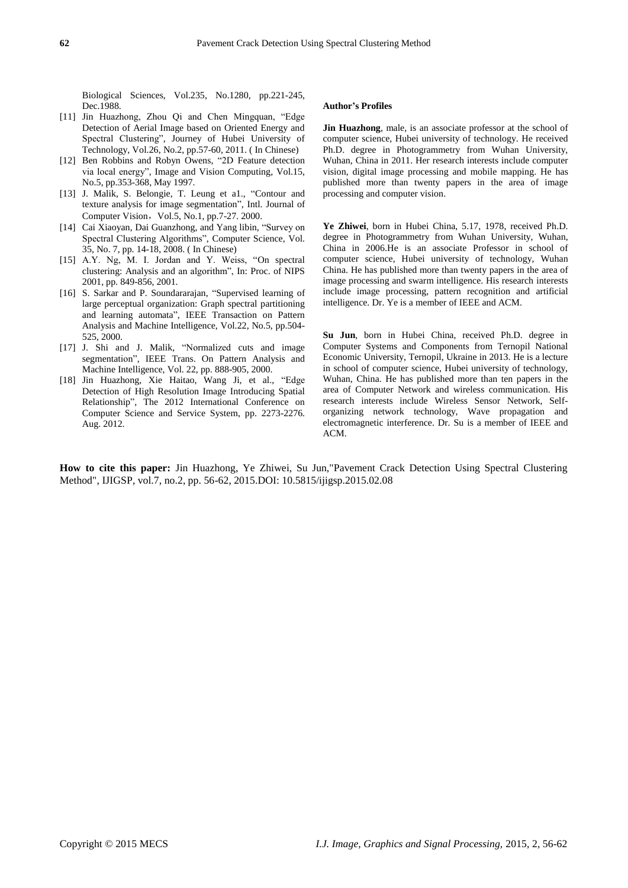Biological Sciences, Vol.235, No.1280, pp.221-245, Dec.1988.

[11] Jin Huazhong, Zhou Qi and Chen Mingquan, "Edge Detection of Aerial Image based on Oriented Energy and Spectral Clustering", Journey of Hubei University of Technology, Vol.26, No.2, pp.57-60, 2011. ( In Chinese)

[12] Ben Robbins and Robyn Owens, "2D Feature detection via local energy", Image and Vision Computing, Vol.15, No.5, pp.353-368, May 1997.

[13] J. Malik, S. Belongie, T. Leung et a1., "Contour and texture analysis for image segmentation", Intl. Journal of Computer Vision，Vol.5, No.1, pp.7-27. 2000.

[14] Cai Xiaoyan, Dai Guanzhong, and Yang libin, "Survey on Spectral Clustering Algorithms", Computer Science, Vol. 35, No. 7, pp. 14-18, 2008. ( In Chinese)

[15] A.Y. Ng, M. I. Jordan and Y. Weiss, "On spectral clustering: Analysis and an algorithm", In: Proc. of NIPS 2001, pp. 849-856, 2001.

[16] S. Sarkar and P. Soundararajan, "Supervised learning of large perceptual organization: Graph spectral partitioning and learning automata", IEEE Transaction on Pattern Analysis and Machine Intelligence, Vol.22, No.5, pp.504-525, 2000.

[17] J. Shi and J. Malik, "Normalized cuts and image segmentation", IEEE Trans. On Pattern Analysis and Machine Intelligence, Vol. 22, pp. 888-905, 2000.

[18] Jin Huazhong, Xie Haitao, Wang Ji, et al., "Edge Detection of High Resolution Image Introducing Spatial Relationship", The 2012 International Conference on Computer Science and Service System, pp. 2273-2276. Aug. 2012.

**Author's Profiles**

**Jin Huazhong**, male, is an associate professor at the school of computer science, Hubei university of technology. He received Ph.D. degree in Photogrammetry from Wuhan University, Wuhan, China in 2011. Her research interests include computer vision, digital image processing and mobile mapping. He has published more than twenty papers in the area of image processing and computer vision.

**Ye Zhiwei**, born in Hubei China, 5.17, 1978, received Ph.D. degree in Photogrammetry from Wuhan University, Wuhan, China in 2006.He is an associate Professor in school of computer science, Hubei university of technology, Wuhan China. He has published more than twenty papers in the area of image processing and swarm intelligence. His research interests include image processing, pattern recognition and artificial intelligence. Dr. Ye is a member of IEEE and ACM.

**Su Jun**, born in Hubei China, received Ph.D. degree in Computer Systems and Components from Ternopil National Economic University, Ternopil, Ukraine in 2013. He is a lecture in school of computer science, Hubei university of technology, Wuhan, China. He has published more than ten papers in the area of Computer Network and wireless communication. His research interests include Wireless Sensor Network, Self-organizing network technology, Wave propagation and electromagnetic interference. Dr. Su is a member of IEEE and ACM.

**How to cite this paper:** Jin Huazhong, Ye Zhiwei, Su Jun,"Pavement Crack Detection Using Spectral Clustering Method", IJIGSP, vol.7, no.2, pp. 56-62, 2015.DOI: 10.5815/ijigsp.2015.02.08